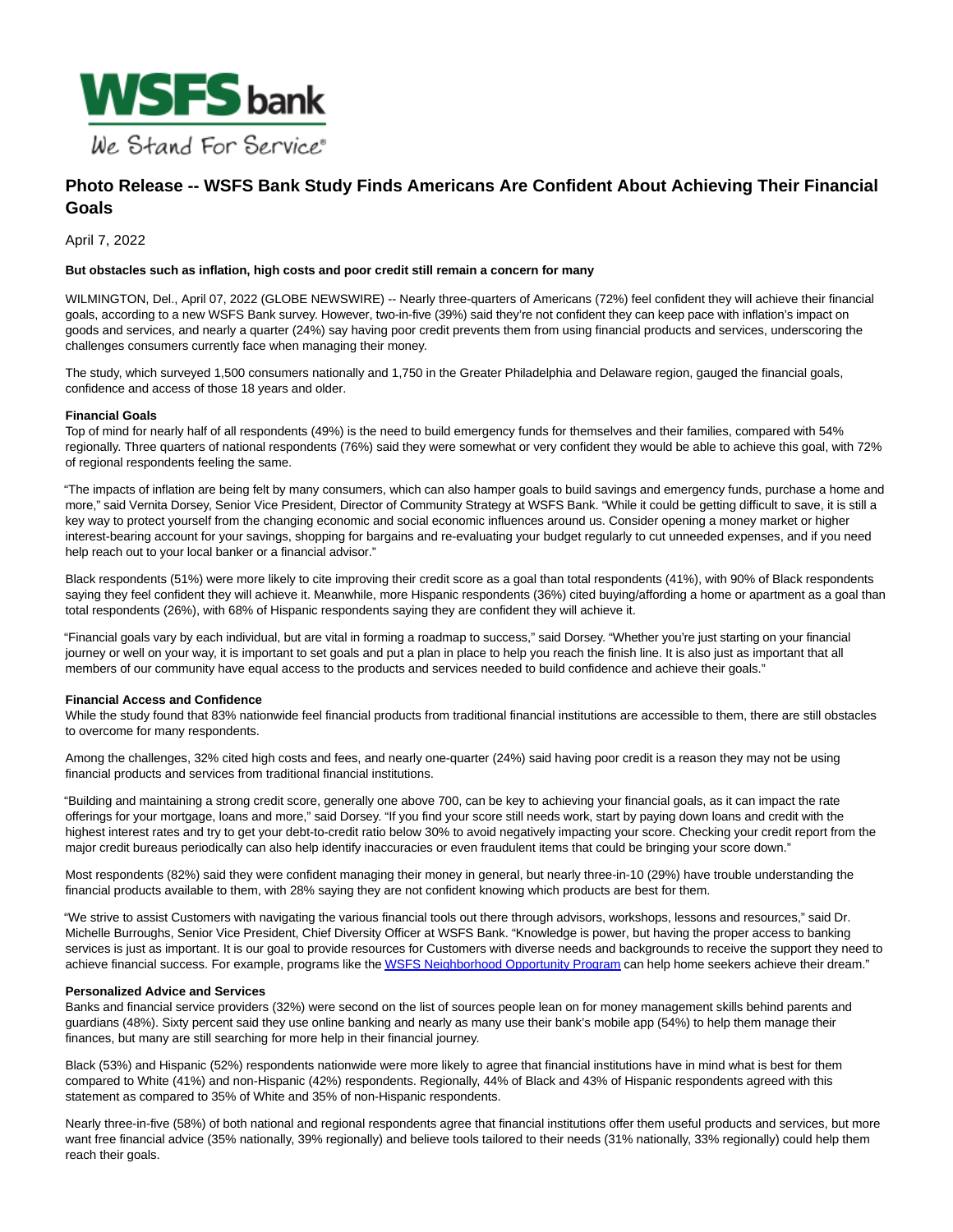# Photo Release -- WSFS Bank Study Finds Americans Are Confident About Achieving Their Financial Goals

April 7, 2022

**But obstacles such as inflation, high costs and poor credit still remain a concern for many**

WILMINGTON, Del., April 07, 2022 (GLOBE NEWSWIRE) -- Nearly three-quarters of Americans (72%) feel confident they will achieve their financial goals, according to a new WSFS Bank survey. However, two-in-five (39%) said they're not confident they can keep pace with inflation's impact on goods and services, and nearly a quarter (24%) say having poor credit prevents them from using financial products and services, underscoring the challenges consumers currently face when managing their money.

The study, which surveyed 1,500 consumers nationally and 1,750 in the Greater Philadelphia and Delaware region, gauged the financial goals, confidence and access of those 18 years and older.

**Financial Goals**

Top of mind for nearly half of all respondents (49%) is the need to build emergency funds for themselves and their families, compared with 54% regionally. Three quarters of national respondents (76%) said they were somewhat or very confident they would be able to achieve this goal, with 72% of regional respondents feeling the same.

"The impacts of inflation are being felt by many consumers, which can also hamper goals to build savings and emergency funds, purchase a home and more," said Vernita Dorsey, Senior Vice President, Director of Community Strategy at WSFS Bank. "While it could be getting difficult to save, it is still a key way to protect yourself from the changing economic and social economic influences around us. Consider opening a money market or higher interest-bearing account for your savings, shopping for bargains and re-evaluating your budget regularly to cut unneeded expenses, and if you need help reach out to your local banker or a financial advisor."

Black respondents (51%) were more likely to cite improving their credit score as a goal than total respondents (41%), with 90% of Black respondents saying they feel confident they will achieve it. Meanwhile, more Hispanic respondents (36%) cited buying/affording a home or apartment as a goal than total respondents (26%), with 68% of Hispanic respondents saying they are confident they will achieve it.

"Financial goals vary by each individual, but are vital in forming a roadmap to success," said Dorsey. "Whether you're just starting on your financial journey or well on your way, it is important to set goals and put a plan in place to help you reach the finish line. It is also just as important that all members of our community have equal access to the products and services needed to build confidence and achieve their goals."

**Financial Access and Confidence**

While the study found that 83% nationwide feel financial products from traditional financial institutions are accessible to them, there are still obstacles to overcome for many respondents.

Among the challenges, 32% cited high costs and fees, and nearly one-quarter (24%) said having poor credit is a reason they may not be using financial products and services from traditional financial institutions.

"Building and maintaining a strong credit score, generally one above 700, can be key to achieving your financial goals, as it can impact the rate offerings for your mortgage, loans and more," said Dorsey. "If you find your score still needs work, start by paying down loans and credit with the highest interest rates and try to get your debt-to-credit ratio below 30% to avoid negatively impacting your score. Checking your credit report from the major credit bureaus periodically can also help identify inaccuracies or even fraudulent items that could be bringing your score down."

Most respondents (82%) said they were confident managing their money in general, but nearly three-in-10 (29%) have trouble understanding the financial products available to them, with 28% saying they are not confident knowing which products are best for them.

"We strive to assist Customers with navigating the various financial tools out there through advisors, workshops, lessons and resources," said Dr. Michelle Burroughs, Senior Vice President, Chief Diversity Officer at WSFS Bank. "Knowledge is power, but having the proper access to banking services is just as important. It is our goal to provide resources for Customers with diverse needs and backgrounds to receive the support they need to achieve financial success. For example, programs like the WSFS Neighborhood Opportunity Program can help home seekers achieve their dream."

**Personalized Advice and Services**

Banks and financial service providers (32%) were second on the list of sources people lean on for money management skills behind parents and guardians (48%). Sixty percent said they use online banking and nearly as many use their bank's mobile app (54%) to help them manage their finances, but many are still searching for more help in their financial journey.

Black (53%) and Hispanic (52%) respondents nationwide were more likely to agree that financial institutions have in mind what is best for them compared to White (41%) and non-Hispanic (42%) respondents. Regionally, 44% of Black and 43% of Hispanic respondents agreed with this statement as compared to 35% of White and 35% of non-Hispanic respondents.

Nearly three-in-five (58%) of both national and regional respondents agree that financial institutions offer them useful products and services, but more want free financial advice (35% nationally, 39% regionally) and believe tools tailored to their needs (31% nationally, 33% regionally) could help them reach their goals.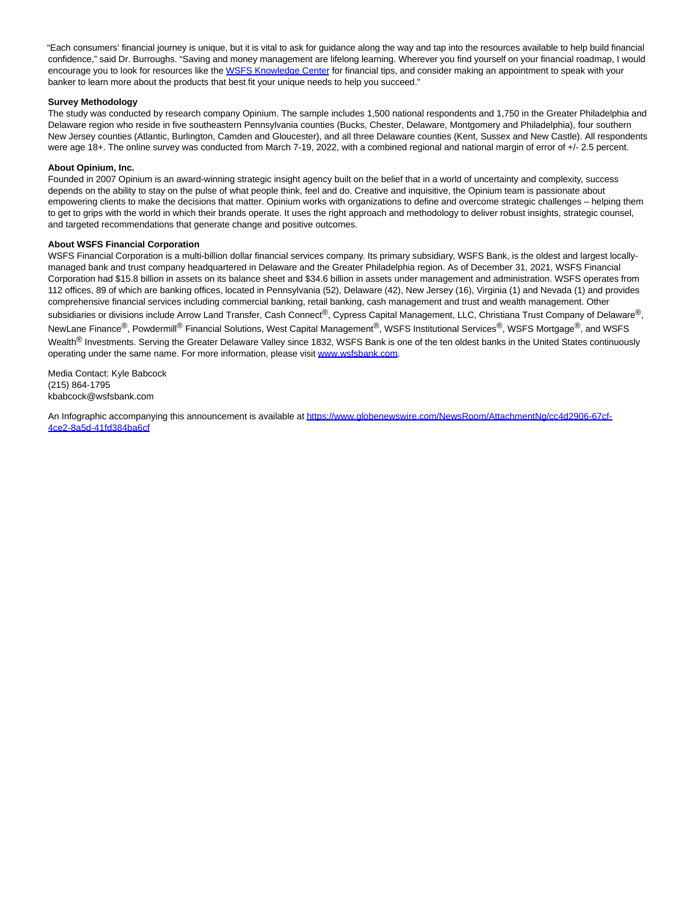"Each consumers' financial journey is unique, but it is vital to ask for guidance along the way and tap into the resources available to help build financial confidence," said Dr. Burroughs. "Saving and money management are lifelong learning. Wherever you find yourself on your financial roadmap, I would encourage you to look for resources like the WSFS Knowledge Center for financial tips, and consider making an appointment to speak with your banker to learn more about the products that best fit your unique needs to help you succeed."

**Survey Methodology**

The study was conducted by research company Opinium. The sample includes 1,500 national respondents and 1,750 in the Greater Philadelphia and Delaware region who reside in five southeastern Pennsylvania counties (Bucks, Chester, Delaware, Montgomery and Philadelphia), four southern New Jersey counties (Atlantic, Burlington, Camden and Gloucester), and all three Delaware counties (Kent, Sussex and New Castle). All respondents were age 18+. The online survey was conducted from March 7-19, 2022, with a combined regional and national margin of error of +/- 2.5 percent.

**About Opinium, Inc.**

Founded in 2007 Opinium is an award-winning strategic insight agency built on the belief that in a world of uncertainty and complexity, success depends on the ability to stay on the pulse of what people think, feel and do. Creative and inquisitive, the Opinium team is passionate about empowering clients to make the decisions that matter. Opinium works with organizations to define and overcome strategic challenges – helping them to get to grips with the world in which their brands operate. It uses the right approach and methodology to deliver robust insights, strategic counsel, and targeted recommendations that generate change and positive outcomes.

**About WSFS Financial Corporation**

WSFS Financial Corporation is a multi-billion dollar financial services company. Its primary subsidiary, WSFS Bank, is the oldest and largest locally-managed bank and trust company headquartered in Delaware and the Greater Philadelphia region. As of December 31, 2021, WSFS Financial Corporation had $15.8 billion in assets on its balance sheet and $34.6 billion in assets under management and administration. WSFS operates from 112 offices, 89 of which are banking offices, located in Pennsylvania (52), Delaware (42), New Jersey (16), Virginia (1) and Nevada (1) and provides comprehensive financial services including commercial banking, retail banking, cash management and trust and wealth management. Other subsidiaries or divisions include Arrow Land Transfer, Cash Connect®, Cypress Capital Management, LLC, Christiana Trust Company of Delaware®, NewLane Finance®, Powdermill® Financial Solutions, West Capital Management®, WSFS Institutional Services®, WSFS Mortgage®, and WSFS Wealth® Investments. Serving the Greater Delaware Valley since 1832, WSFS Bank is one of the ten oldest banks in the United States continuously operating under the same name. For more information, please visit www.wsfsbank.com.

Media Contact: Kyle Babcock
(215) 864-1795
kbabcock@wsfsbank.com

An Infographic accompanying this announcement is available at https://www.globenewswire.com/NewsRoom/AttachmentNg/cc4d2906-67cf-4ce2-8a5d-41fd384ba6cf